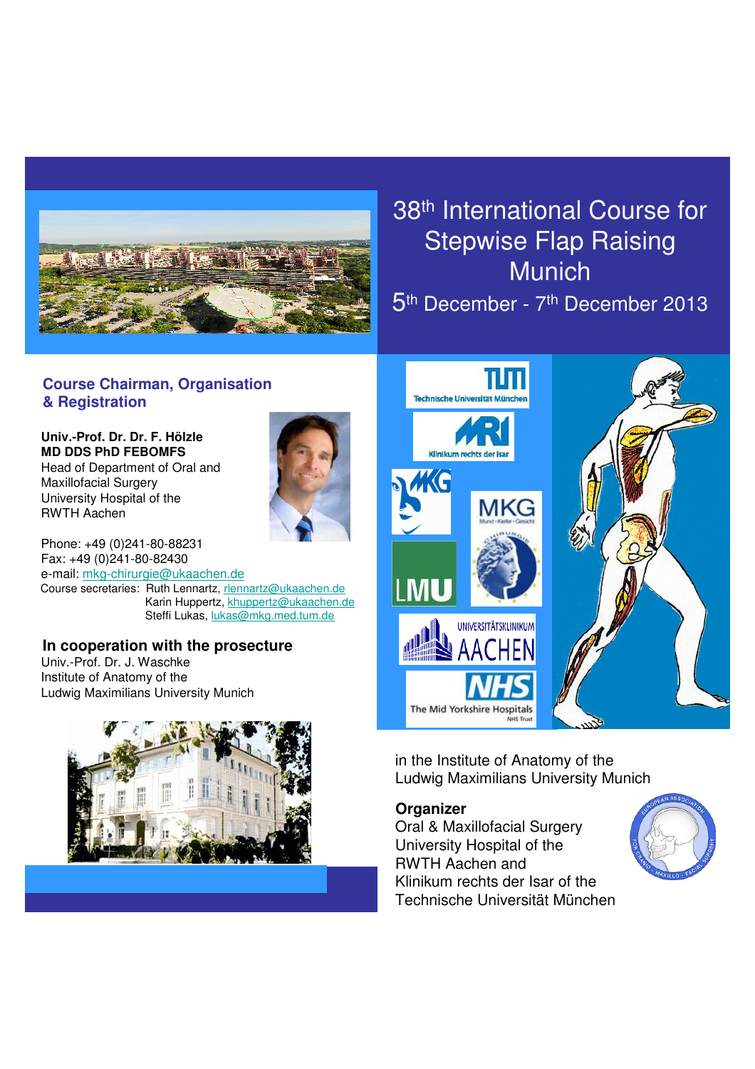# 38th International Course for Stepwise Flap Raising Munich

5th December - 7th December 2013

## Course Chairman, Organisation & Registration

**Univ.-Prof. Dr. Dr. F. Hölzle**
**MD DDS PhD FEBOMFS**
Head of Department of Oral and Maxillofacial Surgery
University Hospital of the RWTH Aachen

Phone: +49 (0)241-80-88231
Fax: +49 (0)241-80-82430
e-mail: mkg-chirurgie@ukaachen.de
Course secretaries: Ruth Lennartz, rlennartz@ukaachen.de
Karin Huppertz, khuppertz@ukaachen.de
Steffi Lukas, lukas@mkg.med.tum.de

## In cooperation with the prosecture

Univ.-Prof. Dr. J. Waschke
Institute of Anatomy of the
Ludwig Maximilians University Munich

Technische Universität München

Klinikum rechts der Isar

MKG

MKG Mund-Kiefer-Gesicht

LMU

Universitätsklinikum Aachen

NHS The Mid Yorkshire Hospitals NHS Trust

in the Institute of Anatomy of the Ludwig Maximilians University Munich

**Organizer**
Oral & Maxillofacial Surgery
University Hospital of the
RWTH Aachen and
Klinikum rechts der Isar of the
Technische Universität München

European Association for Cranio-Maxillo-Facial Surgery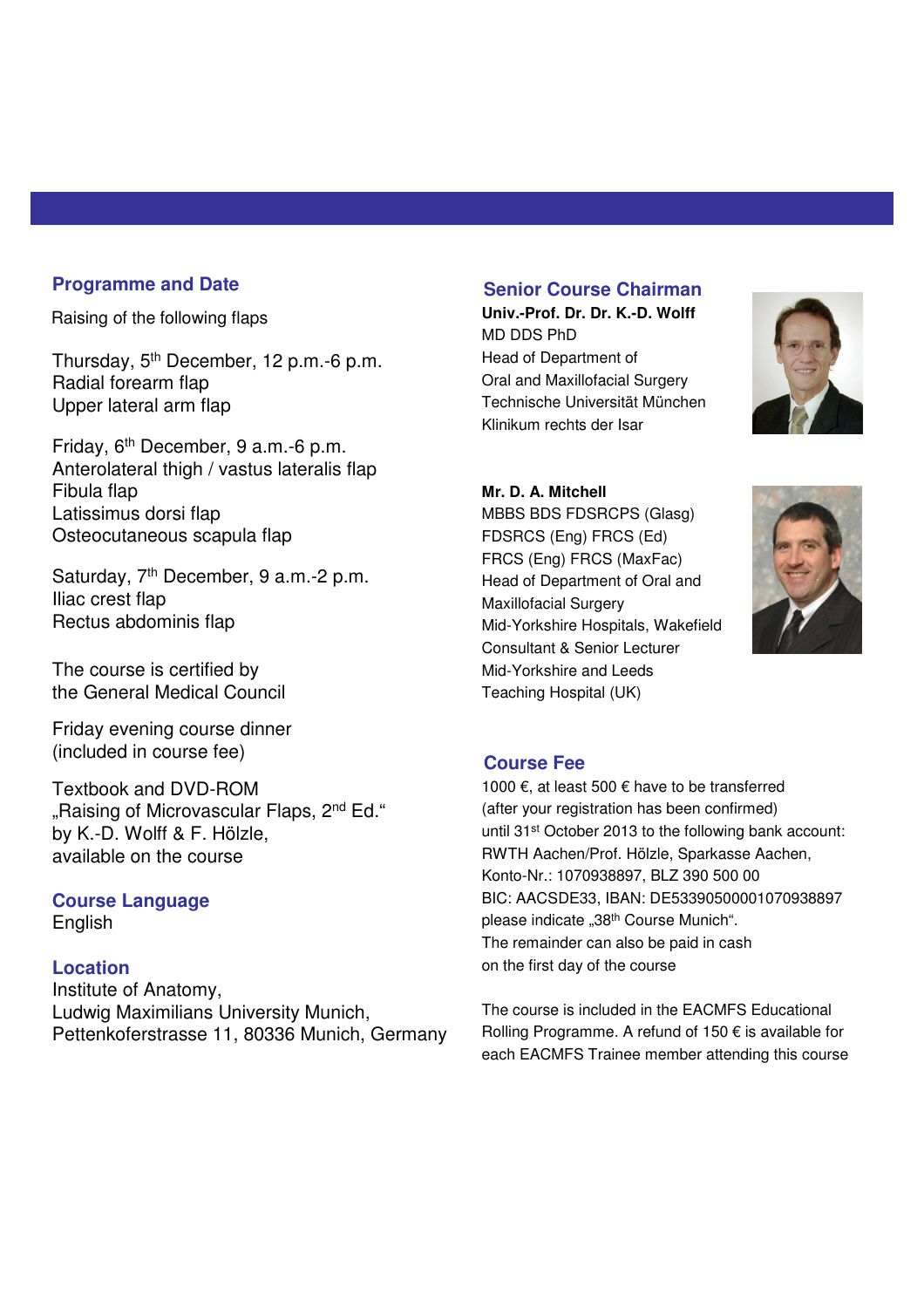## Programme and Date

Raising of the following flaps

Thursday, 5th December, 12 p.m.-6 p.m.
Radial forearm flap
Upper lateral arm flap

Friday, 6th December, 9 a.m.-6 p.m.
Anterolateral thigh / vastus lateralis flap
Fibula flap
Latissimus dorsi flap
Osteocutaneous scapula flap

Saturday, 7th December, 9 a.m.-2 p.m.
Iliac crest flap
Rectus abdominis flap

The course is certified by
the General Medical Council

Friday evening course dinner
(included in course fee)

Textbook and DVD-ROM
„Raising of Microvascular Flaps, 2nd Ed."
by K.-D. Wolff & F. Hölzle,
available on the course

## Course Language

English

## Location

Institute of Anatomy,
Ludwig Maximilians University Munich,
Pettenkoferstrasse 11, 80336 Munich, Germany

## Senior Course Chairman

**Univ.-Prof. Dr. Dr. K.-D. Wolff**
MD DDS PhD
Head of Department of
Oral and Maxillofacial Surgery
Technische Universität München
Klinikum rechts der Isar

**Mr. D. A. Mitchell**
MBBS BDS FDSRCPS (Glasg)
FDSRCS (Eng) FRCS (Ed)
FRCS (Eng) FRCS (MaxFac)
Head of Department of Oral and
Maxillofacial Surgery
Mid-Yorkshire Hospitals, Wakefield
Consultant & Senior Lecturer
Mid-Yorkshire and Leeds
Teaching Hospital (UK)

## Course Fee

1000 €, at least 500 € have to be transferred
(after your registration has been confirmed)
until 31st October 2013 to the following bank account:
RWTH Aachen/Prof. Hölzle, Sparkasse Aachen,
Konto-Nr.: 1070938897, BLZ 390 500 00
BIC: AACSDE33, IBAN: DE53390500001070938897
please indicate „38th Course Munich".
The remainder can also be paid in cash
on the first day of the course

The course is included in the EACMFS Educational Rolling Programme. A refund of 150 € is available for each EACMFS Trainee member attending this course